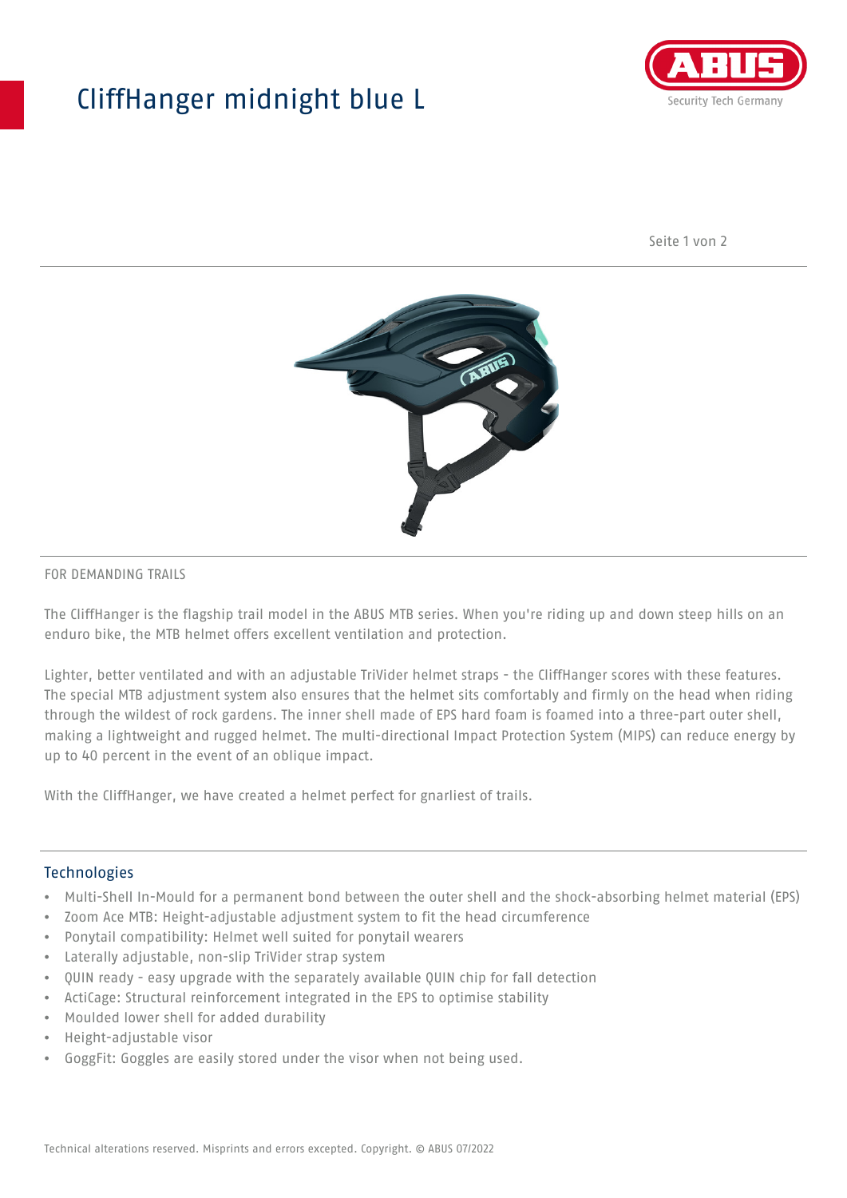# CliffHanger midnight blue L

FOR DEMANDING TRAILS

The CliffHanger is the flagship trail model in the ABUS MTB series. When you're riding up and down steep hills on an enduro bike, the MTB helmet offers excellent ventilation and protection.

Lighter, better ventilated and with an adjustable TriVider helmet straps - the CliffHanger scores with these features. The special MTB adjustment system also ensures that the helmet sits comfortably and firmly on the head when riding through the wildest of rock gardens. The inner shell made of EPS hard foam is foamed into a three-part outer shell, making a lightweight and rugged helmet. The multi-directional Impact Protection System (MIPS) can reduce energy by up to 40 percent in the event of an oblique impact.

With the CliffHanger, we have created a helmet perfect for gnarliest of trails.

## Technologies

- Multi-Shell In-Mould for a permanent bond between the outer shell and the shock-absorbing helmet material (EPS)
- Zoom Ace MTB: Height-adjustable adjustment system to fit the head circumference
- Ponytail compatibility: Helmet well suited for ponytail wearers
- Laterally adjustable, non-slip TriVider strap system
- QUIN ready - easy upgrade with the separately available QUIN chip for fall detection
- ActiCage: Structural reinforcement integrated in the EPS to optimise stability
- Moulded lower shell for added durability
- Height-adjustable visor
- GoggFit: Goggles are easily stored under the visor when not being used.

Technical alterations reserved. Misprints and errors excepted. Copyright. © ABUS 07/2022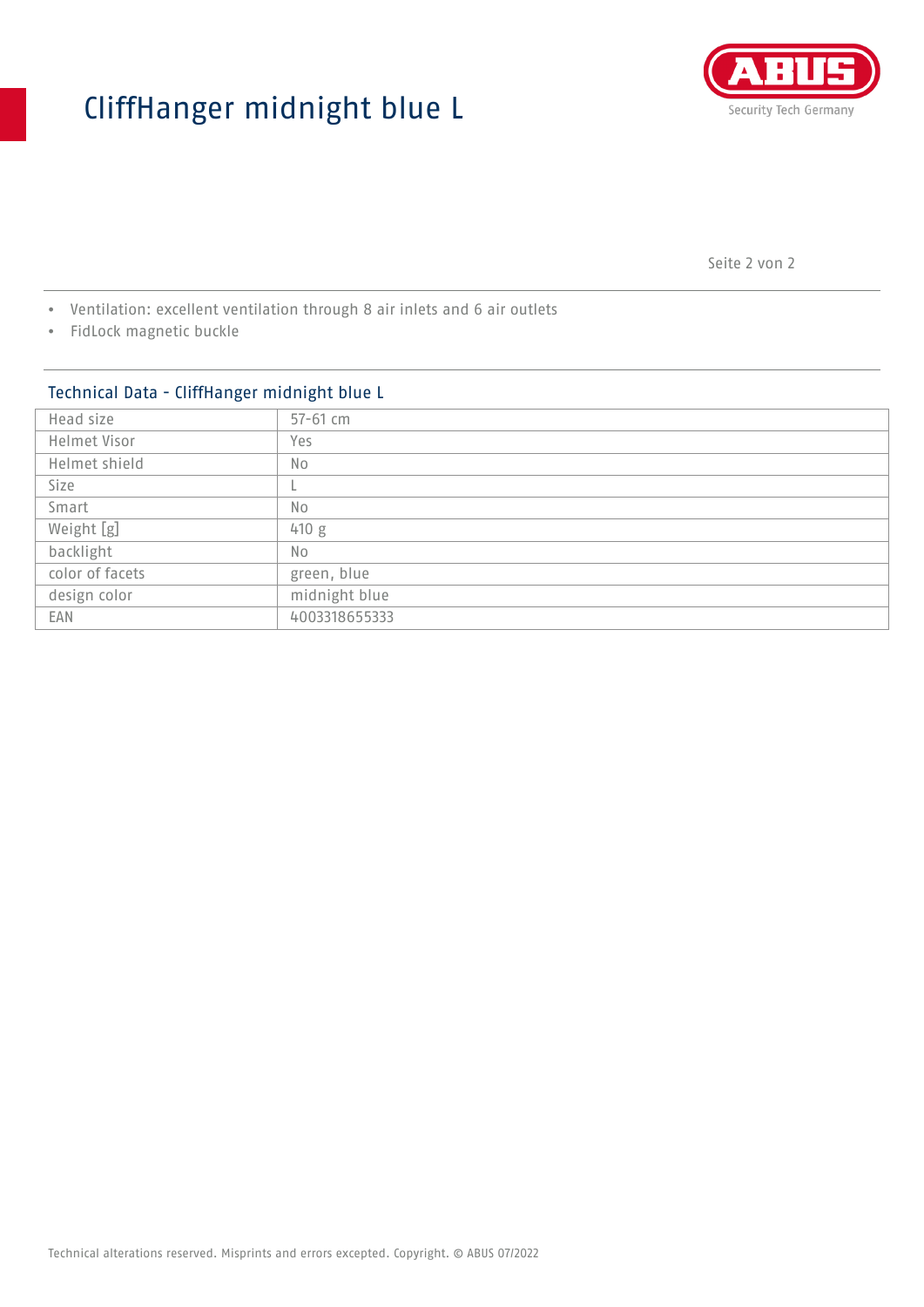# CliffHanger midnight blue L

- Ventilation: excellent ventilation through 8 air inlets and 6 air outlets
- FidLock magnetic buckle

## Technical Data - CliffHanger midnight blue L

| | |
|---|---|
| Head size | 57-61 cm |
| Helmet Visor | Yes |
| Helmet shield | No |
| Size | L |
| Smart | No |
| Weight [g] | 410 g |
| backlight | No |
| color of facets | green, blue |
| design color | midnight blue |
| EAN | 4003318655333 |

Technical alterations reserved. Misprints and errors excepted. Copyright. © ABUS 07/2022